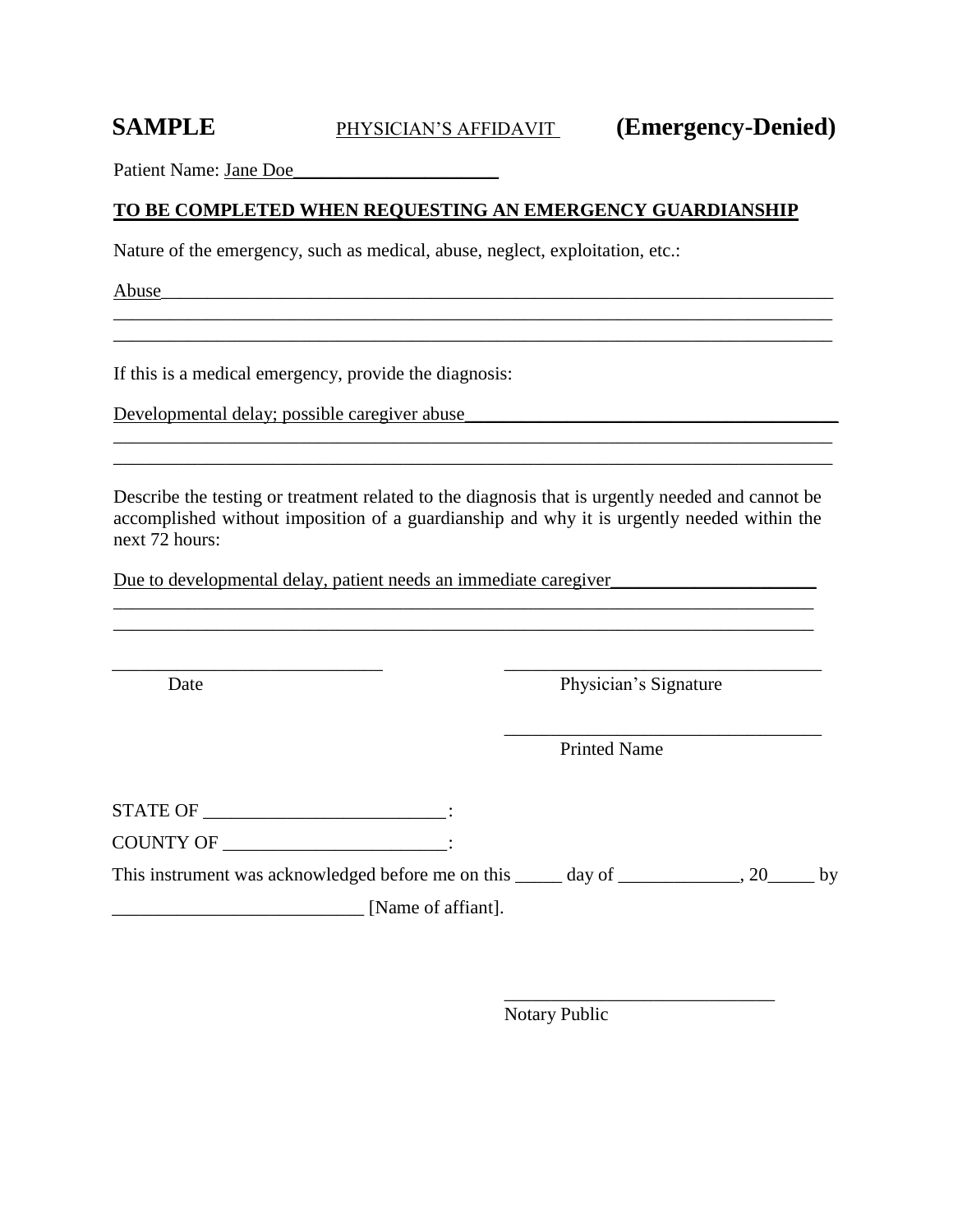**SAMPLE** PHYSICIAN'S AFFIDAVIT **(Emergency-Denied)**

Patient Name: Jane Doe______________________

**TO BE COMPLETED WHEN REQUESTING AN EMERGENCY GUARDIANSHIP**

Nature of the emergency, such as medical, abuse, neglect, exploitation, etc.:

Abuse___________________________________________________________________________
________________________________________________________________________________
________________________________________________________________________________

If this is a medical emergency, provide the diagnosis:

Developmental delay; possible caregiver abuse_______________________________________
________________________________________________________________________________
________________________________________________________________________________

Describe the testing or treatment related to the diagnosis that is urgently needed and cannot be accomplished without imposition of a guardianship and why it is urgently needed within the next 72 hours:

Due to developmental delay, patient needs an immediate caregiver______________________
________________________________________________________________________________
________________________________________________________________________________

_____________________________ _________________________________
Date Physician's Signature

_________________________________
Printed Name

STATE OF __________________________:

COUNTY OF ________________________:

This instrument was acknowledged before me on this _____ day of _____________, 20_____ by ___________________________ [Name of affiant].

_____________________________
Notary Public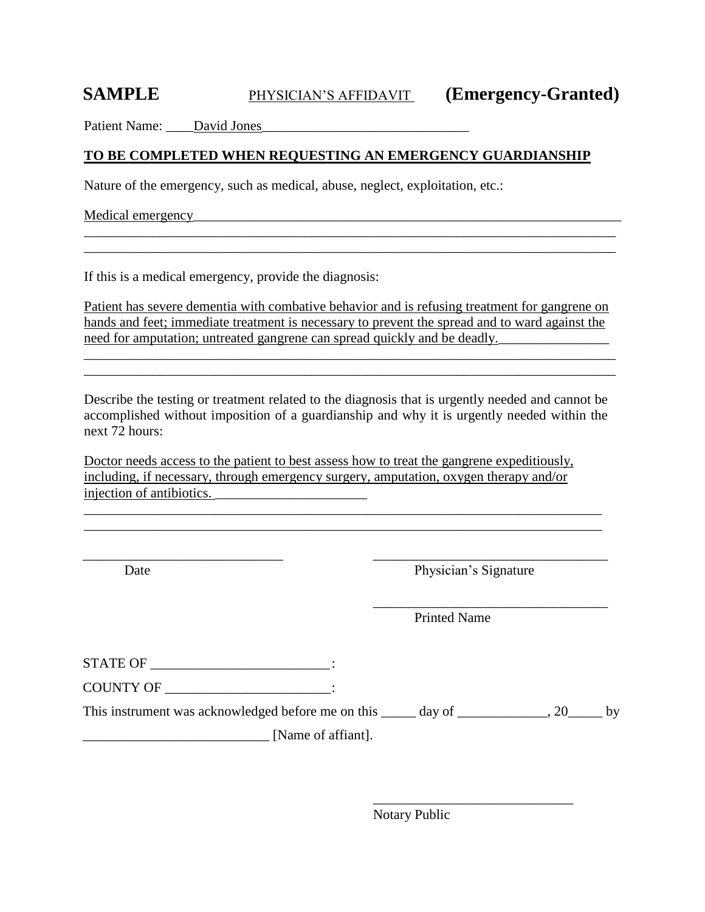**SAMPLE** PHYSICIAN'S AFFIDAVIT **(Emergency-Granted)**

Patient Name: ____David Jones______________________________

**TO BE COMPLETED WHEN REQUESTING AN EMERGENCY GUARDIANSHIP**

Nature of the emergency, such as medical, abuse, neglect, exploitation, etc.:

Medical emergency_________________________________________________________________
_________________________________________________________________________________
_________________________________________________________________________________

If this is a medical emergency, provide the diagnosis:

Patient has severe dementia with combative behavior and is refusing treatment for gangrene on hands and feet; immediate treatment is necessary to prevent the spread and to ward against the need for amputation; untreated gangrene can spread quickly and be deadly._________________
_________________________________________________________________________________
_________________________________________________________________________________

Describe the testing or treatment related to the diagnosis that is urgently needed and cannot be accomplished without imposition of a guardianship and why it is urgently needed within the next 72 hours:

Doctor needs access to the patient to best assess how to treat the gangrene expeditiously, including, if necessary, through emergency surgery, amputation, oxygen therapy and/or injection of antibiotics. _______________________
_________________________________________________________________________________
_________________________________________________________________________________

_____________________________ _________________________________
Date Physician's Signature

_________________________________
Printed Name

STATE OF __________________________:

COUNTY OF ________________________:

This instrument was acknowledged before me on this _____ day of _____________, 20_____ by ___________________________ [Name of affiant].

_____________________________
Notary Public